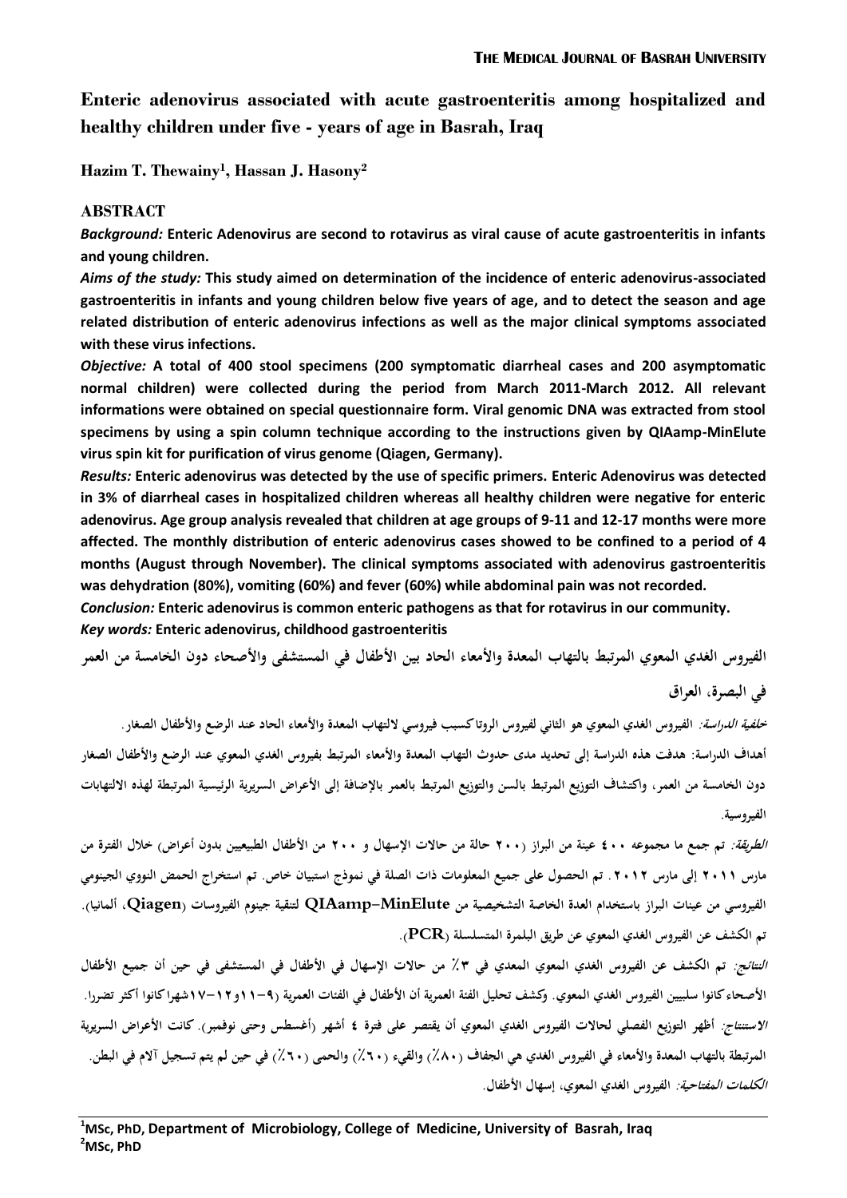# Enteric adenovirus associated with acute gastroenteritis among hospitalized and healthy children under five - years of age in Basrah, Iraq

**Hazim T. Thewainy[1], Hassan J. Hasony[2]**

## ABSTRACT

***Background:*** **Enteric Adenovirus are second to rotavirus as viral cause of acute gastroenteritis in infants and young children.**

***Aims of the study:*** **This study aimed on determination of the incidence of enteric adenovirus-associated gastroenteritis in infants and young children below five years of age, and to detect the season and age related distribution of enteric adenovirus infections as well as the major clinical symptoms associated with these virus infections.**

***Objective:*** **A total of 400 stool specimens (200 symptomatic diarrheal cases and 200 asymptomatic normal children) were collected during the period from March 2011-March 2012. All relevant informations were obtained on special questionnaire form. Viral genomic DNA was extracted from stool specimens by using a spin column technique according to the instructions given by QIAamp-MinElute virus spin kit for purification of virus genome (Qiagen, Germany).**

***Results:*** **Enteric adenovirus was detected by the use of specific primers. Enteric Adenovirus was detected in 3% of diarrheal cases in hospitalized children whereas all healthy children were negative for enteric adenovirus. Age group analysis revealed that children at age groups of 9-11 and 12-17 months were more affected. The monthly distribution of enteric adenovirus cases showed to be confined to a period of 4 months (August through November). The clinical symptoms associated with adenovirus gastroenteritis was dehydration (80%), vomiting (60%) and fever (60%) while abdominal pain was not recorded.**

***Conclusion:*** **Enteric adenovirus is common enteric pathogens as that for rotavirus in our community.**

***Key words:*** **Enteric adenovirus, childhood gastroenteritis**

## الفيروس الغدي المعوي المرتبط بالتهاب المعدة والأمعاء الحاد بين الأطفال في المستشفى والأصحاء دون الخامسة من العمر في البصرة، العراق

***خلفية الدراسة:*** **الفيروس الغدي المعوي هو الثاني لفيروس الروتا كسبب فيروسي لالتهاب المعدة والأمعاء الحاد عند الرضع والأطفال الصغار.**

**أهداف الدراسة: هدفت هذه الدراسة إلى تحديد مدى حدوث التهاب المعدة والأمعاء المرتبط بفيروس الغدي المعوي عند الرضع والأطفال الصغار دون الخامسة من العمر، واكتشاف التوزيع المرتبط بالسن والتوزيع المرتبط بالعمر بالإضافة إلى الأعراض السريرية الرئيسية المرتبطة لهذه الالتهابات الفيروسية.**

***الطريقة:*** **تم جمع ما مجموعه ٤٠٠ عينة من البراز (٢٠٠ حالة من حالات الإسهال و ٢٠٠ من الأطفال الطبيعيين بدون أعراض) خلال الفترة من مارس ٢٠١١ إلى مارس ٢٠١٢. تم الحصول على جميع المعلومات ذات الصلة في نموذج استبيان خاص. تم استخراج الحمض النووي الجينومي الفيروسي من عينات البراز باستخدام العدة الخاصة التشخيصية من QIAamp–MinElute لتنقية جينوم الفيروسات (Qiagen، ألمانيا). تم الكشف عن الفيروس الغدي المعوي عن طريق البلمرة المتسلسلة (PCR).**

***النتائج:*** **تم الكشف عن الفيروس الغدي المعوي المعدي في ٣٪ من حالات الإسهال في الأطفال في المستشفى في حين أن جميع الأطفال الأصحاء كانوا سلبيين الفيروس الغدي المعوي. وكشف تحليل الفئة العمرية أن الأطفال في الفئات العمرية (٩-١١و١٢-١٧شهرا كانوا أكثر تضررا.**

***الاستنتاج:*** **أظهر التوزيع الفصلي لحالات الفيروس الغدي المعوي أن يقتصر على فترة ٤ أشهر (أغسطس وحتى نوفمبر). كانت الأعراض السريرية المرتبطة بالتهاب المعدة والأمعاء في الفيروس الغدي هي الجفاف (٨٠٪) والقيء (٦٠٪) والحمى (٦٠٪) في حين لم يتم تسجيل آلام في البطن.**

***الكلمات المفتاحية:*** **الفيروس الغدي المعوي، إسهال الأطفال.**

---

[1]MSc, PhD, Department of Microbiology, College of Medicine, University of Basrah, Iraq
[2]MSc, PhD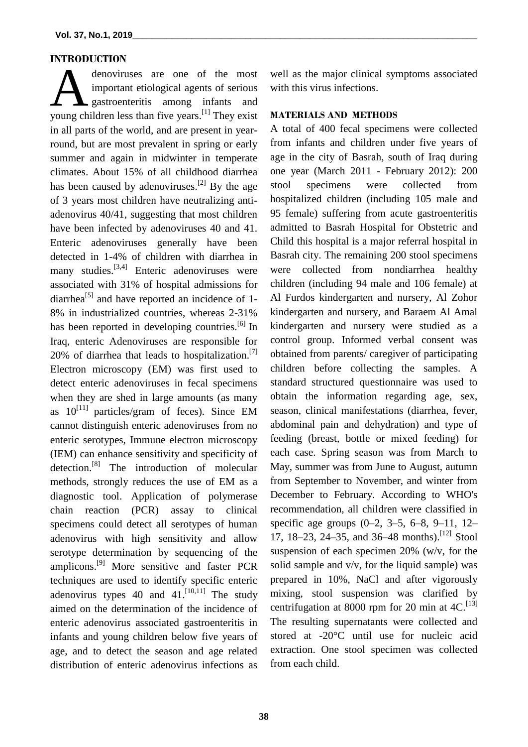## INTRODUCTION

Adenoviruses are one of the most important etiological agents of serious gastroenteritis among infants and young children less than five years.[1] They exist in all parts of the world, and are present in year-round, but are most prevalent in spring or early summer and again in midwinter in temperate climates. About 15% of all childhood diarrhea has been caused by adenoviruses.[2] By the age of 3 years most children have neutralizing anti-adenovirus 40/41, suggesting that most children have been infected by adenoviruses 40 and 41. Enteric adenoviruses generally have been detected in 1-4% of children with diarrhea in many studies.[3,4] Enteric adenoviruses were associated with 31% of hospital admissions for diarrhea[5] and have reported an incidence of 1-8% in industrialized countries, whereas 2-31% has been reported in developing countries.[6] In Iraq, enteric Adenoviruses are responsible for 20% of diarrhea that leads to hospitalization.[7] Electron microscopy (EM) was first used to detect enteric adenoviruses in fecal specimens when they are shed in large amounts (as many as $10^{[11]}$ particles/gram of feces). Since EM cannot distinguish enteric adenoviruses from no enteric serotypes, Immune electron microscopy (IEM) can enhance sensitivity and specificity of detection.[8] The introduction of molecular methods, strongly reduces the use of EM as a diagnostic tool. Application of polymerase chain reaction (PCR) assay to clinical specimens could detect all serotypes of human adenovirus with high sensitivity and allow serotype determination by sequencing of the amplicons.[9] More sensitive and faster PCR techniques are used to identify specific enteric adenovirus types 40 and 41.[10,11] The study aimed on the determination of the incidence of enteric adenovirus associated gastroenteritis in infants and young children below five years of age, and to detect the season and age related distribution of enteric adenovirus infections as well as the major clinical symptoms associated with this virus infections.

## MATERIALS AND METHODS

A total of 400 fecal specimens were collected from infants and children under five years of age in the city of Basrah, south of Iraq during one year (March 2011 - February 2012): 200 stool specimens were collected from hospitalized children (including 105 male and 95 female) suffering from acute gastroenteritis admitted to Basrah Hospital for Obstetric and Child this hospital is a major referral hospital in Basrah city. The remaining 200 stool specimens were collected from nondiarrhea healthy children (including 94 male and 106 female) at Al Furdos kindergarten and nursery, Al Zohor kindergarten and nursery, and Baraem Al Amal kindergarten and nursery were studied as a control group. Informed verbal consent was obtained from parents/ caregiver of participating children before collecting the samples. A standard structured questionnaire was used to obtain the information regarding age, sex, season, clinical manifestations (diarrhea, fever, abdominal pain and dehydration) and type of feeding (breast, bottle or mixed feeding) for each case. Spring season was from March to May, summer was from June to August, autumn from September to November, and winter from December to February. According to WHO's recommendation, all children were classified in specific age groups (0–2, 3–5, 6–8, 9–11, 12–17, 18–23, 24–35, and 36–48 months).[12] Stool suspension of each specimen 20% (w/v, for the solid sample and v/v, for the liquid sample) was prepared in 10%, NaCl and after vigorously mixing, stool suspension was clarified by centrifugation at 8000 rpm for 20 min at 4C.[13] The resulting supernatants were collected and stored at -20°C until use for nucleic acid extraction. One stool specimen was collected from each child.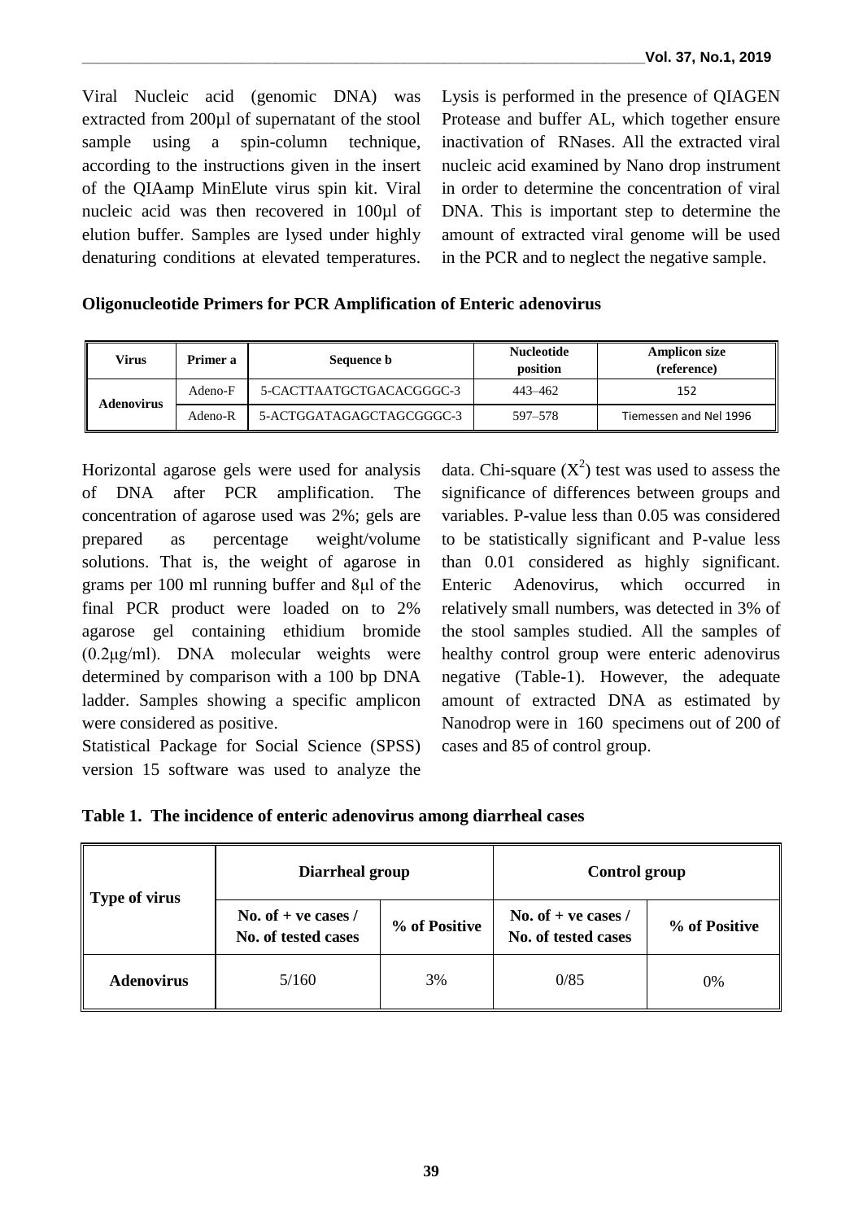Viral Nucleic acid (genomic DNA) was extracted from 200µl of supernatant of the stool sample using a spin-column technique, according to the instructions given in the insert of the QIAamp MinElute virus spin kit. Viral nucleic acid was then recovered in 100µl of elution buffer. Samples are lysed under highly denaturing conditions at elevated temperatures. Lysis is performed in the presence of QIAGEN Protease and buffer AL, which together ensure inactivation of RNases. All the extracted viral nucleic acid examined by Nano drop instrument in order to determine the concentration of viral DNA. This is important step to determine the amount of extracted viral genome will be used in the PCR and to neglect the negative sample.

**Oligonucleotide Primers for PCR Amplification of Enteric adenovirus**

| Virus | Primer a | Sequence b | Nucleotide position | Amplicon size (reference) |
|---|---|---|---|---|
| Adenovirus | Adeno-F | 5-CACTTAATGCTGACACGGGC-3 | 443–462 | 152 |
| | Adeno-R | 5-ACTGGATAGAGCTAGCGGGC-3 | 597–578 | Tiemessen and Nel 1996 |

Horizontal agarose gels were used for analysis of DNA after PCR amplification. The concentration of agarose used was 2%; gels are prepared as percentage weight/volume solutions. That is, the weight of agarose in grams per 100 ml running buffer and 8µl of the final PCR product were loaded on to 2% agarose gel containing ethidium bromide (0.2µg/ml). DNA molecular weights were determined by comparison with a 100 bp DNA ladder. Samples showing a specific amplicon were considered as positive.

Statistical Package for Social Science (SPSS) version 15 software was used to analyze the data. Chi-square ($X^2$) test was used to assess the significance of differences between groups and variables. P-value less than 0.05 was considered to be statistically significant and P-value less than 0.01 considered as highly significant. Enteric Adenovirus, which occurred in relatively small numbers, was detected in 3% of the stool samples studied. All the samples of healthy control group were enteric adenovirus negative (Table-1). However, the adequate amount of extracted DNA as estimated by Nanodrop were in 160 specimens out of 200 of cases and 85 of control group.

**Table 1. The incidence of enteric adenovirus among diarrheal cases**

| Type of virus | Diarrheal group | | Control group | |
|---|---|---|---|---|
| | No. of + ve cases / No. of tested cases | % of Positive | No. of + ve cases / No. of tested cases | % of Positive |
| **Adenovirus** | 5/160 | 3% | 0/85 | 0% |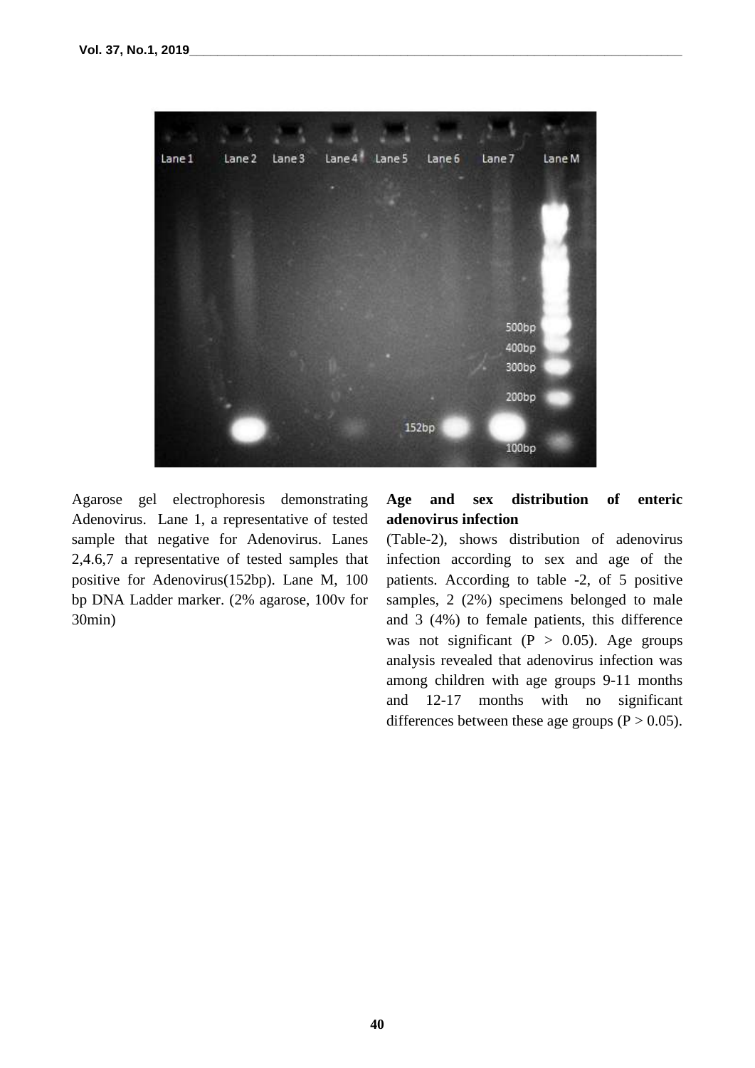Agarose gel electrophoresis demonstrating Adenovirus. Lane 1, a representative of tested sample that negative for Adenovirus. Lanes 2,4.6,7 a representative of tested samples that positive for Adenovirus(152bp). Lane M, 100 bp DNA Ladder marker. (2% agarose, 100v for 30min)

**Age and sex distribution of enteric adenovirus infection**

(Table-2), shows distribution of adenovirus infection according to sex and age of the patients. According to table -2, of 5 positive samples, 2 (2%) specimens belonged to male and 3 (4%) to female patients, this difference was not significant ($P > 0.05$). Age groups analysis revealed that adenovirus infection was among children with age groups 9-11 months and 12-17 months with no significant differences between these age groups ($P > 0.05$).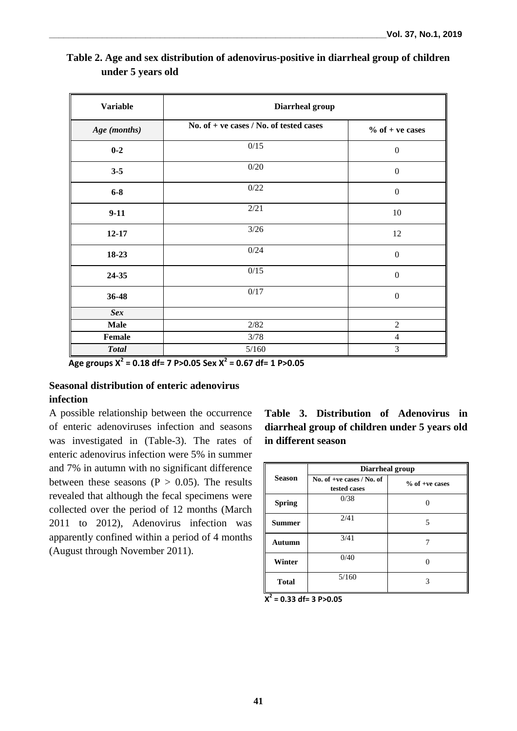**Table 2. Age and sex distribution of adenovirus-positive in diarrheal group of children under 5 years old**

| Variable | Diarrheal group | |
|---|---|---|
| *Age (months)* | No. of + ve cases / No. of tested cases | % of + ve cases |
| **0-2** | 0/15 | 0 |
| **3-5** | 0/20 | 0 |
| **6-8** | 0/22 | 0 |
| **9-11** | 2/21 | 10 |
| **12-17** | 3/26 | 12 |
| **18-23** | 0/24 | 0 |
| **24-35** | 0/15 | 0 |
| **36-48** | 0/17 | 0 |
| ***Sex*** | | |
| **Male** | 2/82 | 2 |
| **Female** | 3/78 | 4 |
| ***Total*** | 5/160 | 3 |

**Age groups $X^2$ = 0.18 df= 7 P>0.05 Sex $X^2$ = 0.67 df= 1 P>0.05**

## Seasonal distribution of enteric adenovirus infection

A possible relationship between the occurrence of enteric adenoviruses infection and seasons was investigated in (Table-3). The rates of enteric adenovirus infection were 5% in summer and 7% in autumn with no significant difference between these seasons ($P > 0.05$). The results revealed that although the fecal specimens were collected over the period of 12 months (March 2011 to 2012), Adenovirus infection was apparently confined within a period of 4 months (August through November 2011).

**Table 3. Distribution of Adenovirus in diarrheal group of children under 5 years old in different season**

| Season | Diarrheal group | |
|---|---|---|
| | No. of +ve cases / No. of tested cases | % of +ve cases |
| **Spring** | 0/38 | 0 |
| **Summer** | 2/41 | 5 |
| **Autumn** | 3/41 | 7 |
| **Winter** | 0/40 | 0 |
| **Total** | 5/160 | 3 |

**$X^2$ = 0.33 df= 3 P>0.05**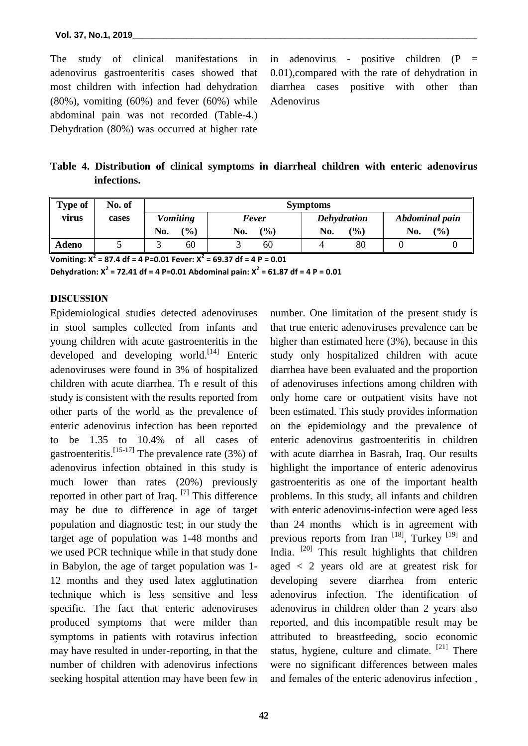The study of clinical manifestations in adenovirus gastroenteritis cases showed that most children with infection had dehydration (80%), vomiting (60%) and fever (60%) while abdominal pain was not recorded (Table-4.) Dehydration (80%) was occurred at higher rate in adenovirus - positive children (P = 0.01),compared with the rate of dehydration in diarrhea cases positive with other than Adenovirus

**Table 4. Distribution of clinical symptoms in diarrheal children with enteric adenovirus infections.**

| Type of virus | No. of cases | Symptoms | | | | | | | |
|---|---|---|---|---|---|---|---|---|---|
| | | *Vomiting* | | *Fever* | | *Dehydration* | | *Abdominal pain* | |
| | | No. | (%) | No. | (%) | No. | (%) | No. | (%) |
| Adeno | 5 | 3 | 60 | 3 | 60 | 4 | 80 | 0 | 0 |

**Vomiting: $X^2$ = 87.4 df = 4 P=0.01 Fever: $X^2$ = 69.37 df = 4 P = 0.01**

**Dehydration: $X^2$ = 72.41 df = 4 P=0.01 Abdominal pain: $X^2$ = 61.87 df = 4 P = 0.01**

## DISCUSSION

Epidemiological studies detected adenoviruses in stool samples collected from infants and young children with acute gastroenteritis in the developed and developing world.[14] Enteric adenoviruses were found in 3% of hospitalized children with acute diarrhea. Th e result of this study is consistent with the results reported from other parts of the world as the prevalence of enteric adenovirus infection has been reported to be 1.35 to 10.4% of all cases of gastroenteritis.[15-17] The prevalence rate (3%) of adenovirus infection obtained in this study is much lower than rates (20%) previously reported in other part of Iraq. [7] This difference may be due to difference in age of target population and diagnostic test; in our study the target age of population was 1-48 months and we used PCR technique while in that study done in Babylon, the age of target population was 1-12 months and they used latex agglutination technique which is less sensitive and less specific. The fact that enteric adenoviruses produced symptoms that were milder than symptoms in patients with rotavirus infection may have resulted in under-reporting, in that the number of children with adenovirus infections seeking hospital attention may have been few in number. One limitation of the present study is that true enteric adenoviruses prevalence can be higher than estimated here (3%), because in this study only hospitalized children with acute diarrhea have been evaluated and the proportion of adenoviruses infections among children with only home care or outpatient visits have not been estimated. This study provides information on the epidemiology and the prevalence of enteric adenovirus gastroenteritis in children with acute diarrhea in Basrah, Iraq. Our results highlight the importance of enteric adenovirus gastroenteritis as one of the important health problems. In this study, all infants and children with enteric adenovirus-infection were aged less than 24 months which is in agreement with previous reports from Iran [18], Turkey [19] and India. [20] This result highlights that children aged < 2 years old are at greatest risk for developing severe diarrhea from enteric adenovirus infection. The identification of adenovirus in children older than 2 years also reported, and this incompatible result may be attributed to breastfeeding, socio economic status, hygiene, culture and climate. [21] There were no significant differences between males and females of the enteric adenovirus infection ,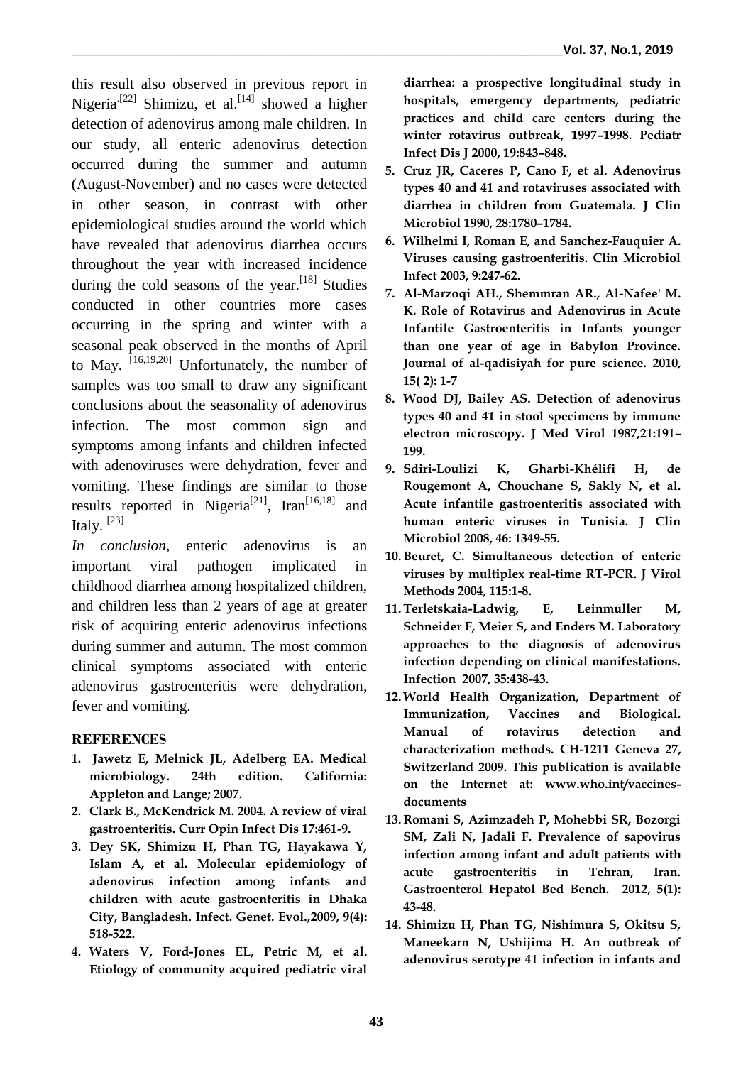this result also observed in previous report in Nigeria.[22] Shimizu, et al.[14] showed a higher detection of adenovirus among male children. In our study, all enteric adenovirus detection occurred during the summer and autumn (August-November) and no cases were detected in other season, in contrast with other epidemiological studies around the world which have revealed that adenovirus diarrhea occurs throughout the year with increased incidence during the cold seasons of the year.[18] Studies conducted in other countries more cases occurring in the spring and winter with a seasonal peak observed in the months of April to May. [16,19,20] Unfortunately, the number of samples was too small to draw any significant conclusions about the seasonality of adenovirus infection. The most common sign and symptoms among infants and children infected with adenoviruses were dehydration, fever and vomiting. These findings are similar to those results reported in Nigeria[21], Iran[16,18] and Italy. [23]

*In conclusion*, enteric adenovirus is an important viral pathogen implicated in childhood diarrhea among hospitalized children, and children less than 2 years of age at greater risk of acquiring enteric adenovirus infections during summer and autumn. The most common clinical symptoms associated with enteric adenovirus gastroenteritis were dehydration, fever and vomiting.

## REFERENCES

1. **Jawetz E, Melnick JL, Adelberg EA. Medical microbiology. 24th edition. California: Appleton and Lange; 2007.**
2. **Clark B., McKendrick M. 2004. A review of viral gastroenteritis. Curr Opin Infect Dis 17:461-9.**
3. **Dey SK, Shimizu H, Phan TG, Hayakawa Y, Islam A, et al. Molecular epidemiology of adenovirus infection among infants and children with acute gastroenteritis in Dhaka City, Bangladesh. Infect. Genet. Evol.,2009, 9(4): 518-522.**
4. **Waters V, Ford-Jones EL, Petric M, et al. Etiology of community acquired pediatric viral diarrhea: a prospective longitudinal study in hospitals, emergency departments, pediatric practices and child care centers during the winter rotavirus outbreak, 1997–1998. Pediatr Infect Dis J 2000, 19:843–848.**
5. **Cruz JR, Caceres P, Cano F, et al. Adenovirus types 40 and 41 and rotaviruses associated with diarrhea in children from Guatemala. J Clin Microbiol 1990, 28:1780–1784.**
6. **Wilhelmi I, Roman E, and Sanchez-Fauquier A. Viruses causing gastroenteritis. Clin Microbiol Infect 2003, 9:247-62.**
7. **Al-Marzoqi AH., Shemmran AR., Al-Nafee' M. K. Role of Rotavirus and Adenovirus in Acute Infantile Gastroenteritis in Infants younger than one year of age in Babylon Province. Journal of al-qadisiyah for pure science. 2010, 15( 2): 1-7**
8. **Wood DJ, Bailey AS. Detection of adenovirus types 40 and 41 in stool specimens by immune electron microscopy. J Med Virol 1987,21:191–199.**
9. **Sdiri-Loulizi K, Gharbi-Khélifi H, de Rougemont A, Chouchane S, Sakly N, et al. Acute infantile gastroenteritis associated with human enteric viruses in Tunisia. J Clin Microbiol 2008, 46: 1349-55.**
10. **Beuret, C. Simultaneous detection of enteric viruses by multiplex real-time RT-PCR. J Virol Methods 2004, 115:1-8.**
11. **Terletskaia-Ladwig, E, Leinmuller M, Schneider F, Meier S, and Enders M. Laboratory approaches to the diagnosis of adenovirus infection depending on clinical manifestations. Infection 2007, 35:438-43.**
12. **World Health Organization, Department of Immunization, Vaccines and Biological. Manual of rotavirus detection and characterization methods. CH-1211 Geneva 27, Switzerland 2009. This publication is available on the Internet at: www.who.int/vaccines-documents**
13. **Romani S, Azimzadeh P, Mohebbi SR, Bozorgi SM, Zali N, Jadali F. Prevalence of sapovirus infection among infant and adult patients with acute gastroenteritis in Tehran, Iran. Gastroenterol Hepatol Bed Bench. 2012, 5(1): 43-48.**
14. **Shimizu H, Phan TG, Nishimura S, Okitsu S, Maneekarn N, Ushijima H. An outbreak of adenovirus serotype 41 infection in infants and**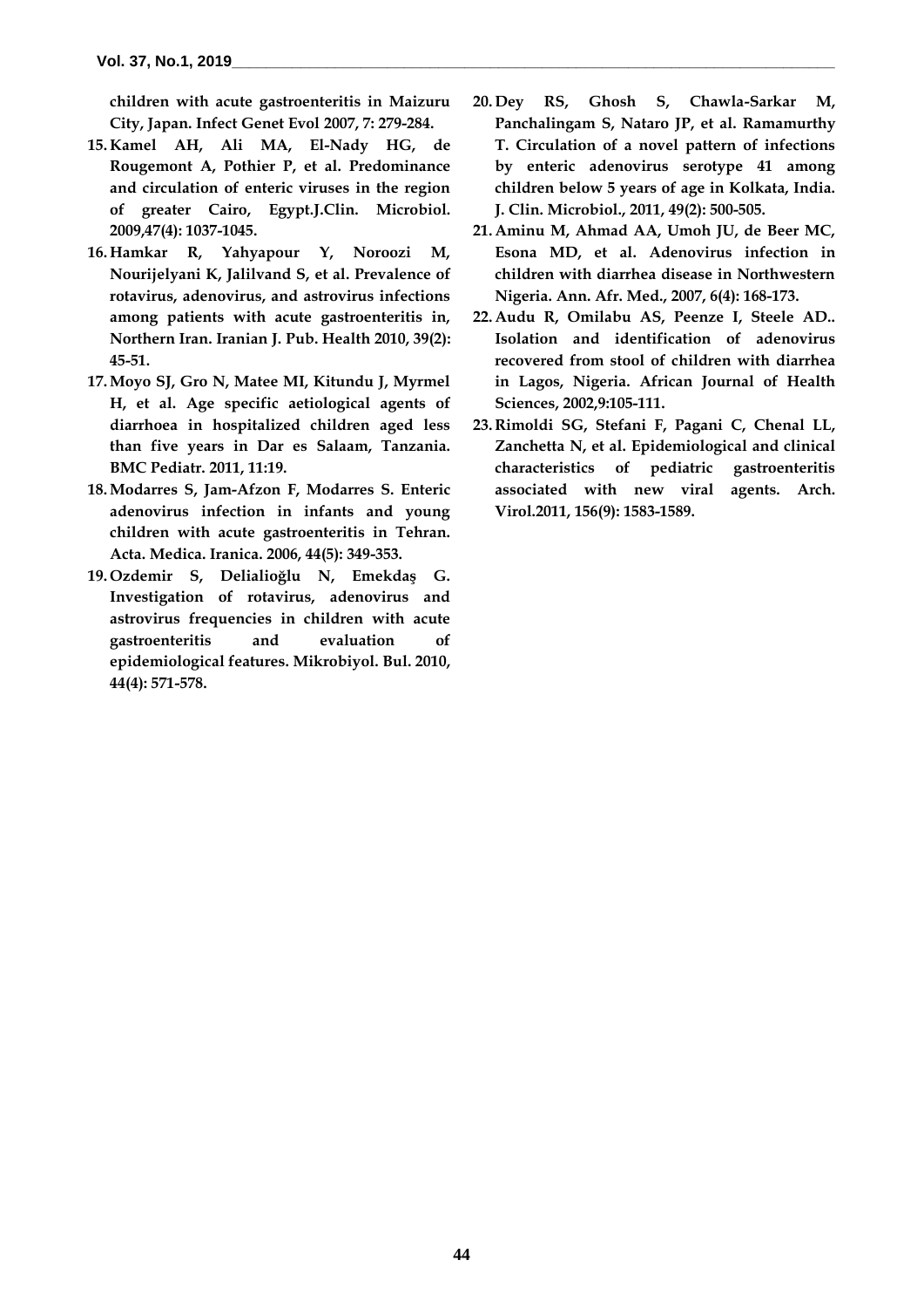children with acute gastroenteritis in Maizuru City, Japan. Infect Genet Evol 2007, 7: 279-284.

15. Kamel AH, Ali MA, El-Nady HG, de Rougemont A, Pothier P, et al. Predominance and circulation of enteric viruses in the region of greater Cairo, Egypt.J.Clin. Microbiol. 2009,47(4): 1037-1045.
16. Hamkar R, Yahyapour Y, Noroozi M, Nourijelyani K, Jalilvand S, et al. Prevalence of rotavirus, adenovirus, and astrovirus infections among patients with acute gastroenteritis in, Northern Iran. Iranian J. Pub. Health 2010, 39(2): 45-51.
17. Moyo SJ, Gro N, Matee MI, Kitundu J, Myrmel H, et al. Age specific aetiological agents of diarrhoea in hospitalized children aged less than five years in Dar es Salaam, Tanzania. BMC Pediatr. 2011, 11:19.
18. Modarres S, Jam-Afzon F, Modarres S. Enteric adenovirus infection in infants and young children with acute gastroenteritis in Tehran. Acta. Medica. Iranica. 2006, 44(5): 349-353.
19. Ozdemir S, Delialioğlu N, Emekdaş G. Investigation of rotavirus, adenovirus and astrovirus frequencies in children with acute gastroenteritis and evaluation of epidemiological features. Mikrobiyol. Bul. 2010, 44(4): 571-578.
20. Dey RS, Ghosh S, Chawla-Sarkar M, Panchalingam S, Nataro JP, et al. Ramamurthy T. Circulation of a novel pattern of infections by enteric adenovirus serotype 41 among children below 5 years of age in Kolkata, India. J. Clin. Microbiol., 2011, 49(2): 500-505.
21. Aminu M, Ahmad AA, Umoh JU, de Beer MC, Esona MD, et al. Adenovirus infection in children with diarrhea disease in Northwestern Nigeria. Ann. Afr. Med., 2007, 6(4): 168-173.
22. Audu R, Omilabu AS, Peenze I, Steele AD.. Isolation and identification of adenovirus recovered from stool of children with diarrhea in Lagos, Nigeria. African Journal of Health Sciences, 2002,9:105-111.
23. Rimoldi SG, Stefani F, Pagani C, Chenal LL, Zanchetta N, et al. Epidemiological and clinical characteristics of pediatric gastroenteritis associated with new viral agents. Arch. Virol.2011, 156(9): 1583-1589.